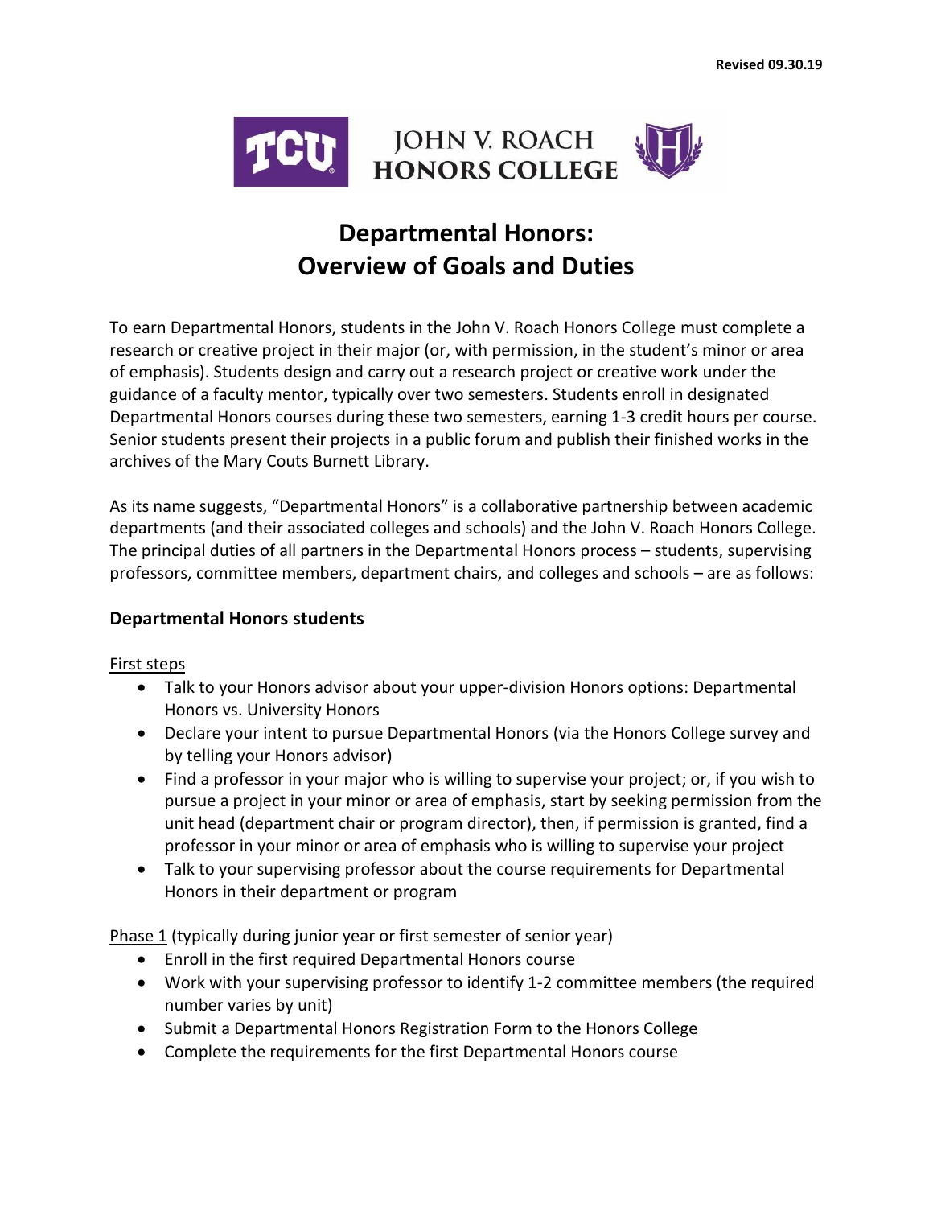Revised 09.30.19

TCU JOHN V. ROACH HONORS COLLEGE

# Departmental Honors: Overview of Goals and Duties

To earn Departmental Honors, students in the John V. Roach Honors College must complete a research or creative project in their major (or, with permission, in the student's minor or area of emphasis). Students design and carry out a research project or creative work under the guidance of a faculty mentor, typically over two semesters. Students enroll in designated Departmental Honors courses during these two semesters, earning 1-3 credit hours per course. Senior students present their projects in a public forum and publish their finished works in the archives of the Mary Couts Burnett Library.

As its name suggests, "Departmental Honors" is a collaborative partnership between academic departments (and their associated colleges and schools) and the John V. Roach Honors College. The principal duties of all partners in the Departmental Honors process – students, supervising professors, committee members, department chairs, and colleges and schools – are as follows:

## Departmental Honors students

First steps

- Talk to your Honors advisor about your upper-division Honors options: Departmental Honors vs. University Honors
- Declare your intent to pursue Departmental Honors (via the Honors College survey and by telling your Honors advisor)
- Find a professor in your major who is willing to supervise your project; or, if you wish to pursue a project in your minor or area of emphasis, start by seeking permission from the unit head (department chair or program director), then, if permission is granted, find a professor in your minor or area of emphasis who is willing to supervise your project
- Talk to your supervising professor about the course requirements for Departmental Honors in their department or program

Phase 1 (typically during junior year or first semester of senior year)

- Enroll in the first required Departmental Honors course
- Work with your supervising professor to identify 1-2 committee members (the required number varies by unit)
- Submit a Departmental Honors Registration Form to the Honors College
- Complete the requirements for the first Departmental Honors course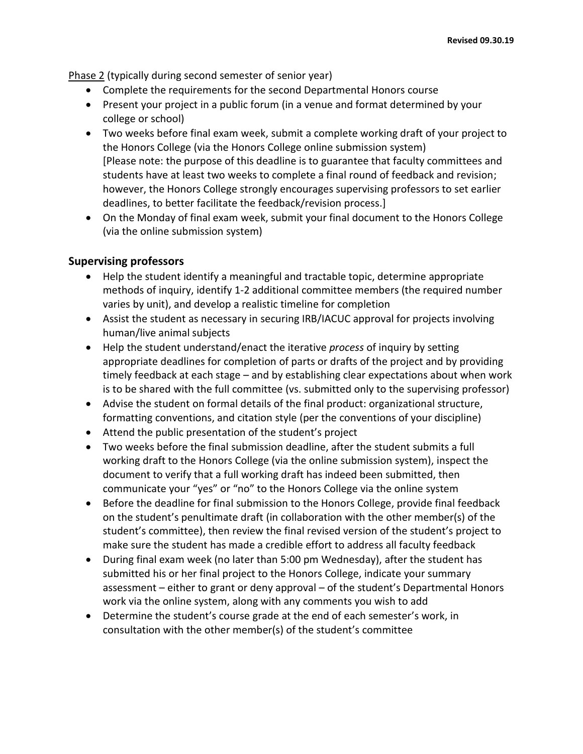Phase 2 (typically during second semester of senior year)

- Complete the requirements for the second Departmental Honors course
- Present your project in a public forum (in a venue and format determined by your college or school)
- Two weeks before final exam week, submit a complete working draft of your project to the Honors College (via the Honors College online submission system) [Please note: the purpose of this deadline is to guarantee that faculty committees and students have at least two weeks to complete a final round of feedback and revision; however, the Honors College strongly encourages supervising professors to set earlier deadlines, to better facilitate the feedback/revision process.]
- On the Monday of final exam week, submit your final document to the Honors College (via the online submission system)

### Supervising professors

- Help the student identify a meaningful and tractable topic, determine appropriate methods of inquiry, identify 1-2 additional committee members (the required number varies by unit), and develop a realistic timeline for completion
- Assist the student as necessary in securing IRB/IACUC approval for projects involving human/live animal subjects
- Help the student understand/enact the iterative *process* of inquiry by setting appropriate deadlines for completion of parts or drafts of the project and by providing timely feedback at each stage – and by establishing clear expectations about when work is to be shared with the full committee (vs. submitted only to the supervising professor)
- Advise the student on formal details of the final product: organizational structure, formatting conventions, and citation style (per the conventions of your discipline)
- Attend the public presentation of the student's project
- Two weeks before the final submission deadline, after the student submits a full working draft to the Honors College (via the online submission system), inspect the document to verify that a full working draft has indeed been submitted, then communicate your "yes" or "no" to the Honors College via the online system
- Before the deadline for final submission to the Honors College, provide final feedback on the student's penultimate draft (in collaboration with the other member(s) of the student's committee), then review the final revised version of the student's project to make sure the student has made a credible effort to address all faculty feedback
- During final exam week (no later than 5:00 pm Wednesday), after the student has submitted his or her final project to the Honors College, indicate your summary assessment – either to grant or deny approval – of the student's Departmental Honors work via the online system, along with any comments you wish to add
- Determine the student's course grade at the end of each semester's work, in consultation with the other member(s) of the student's committee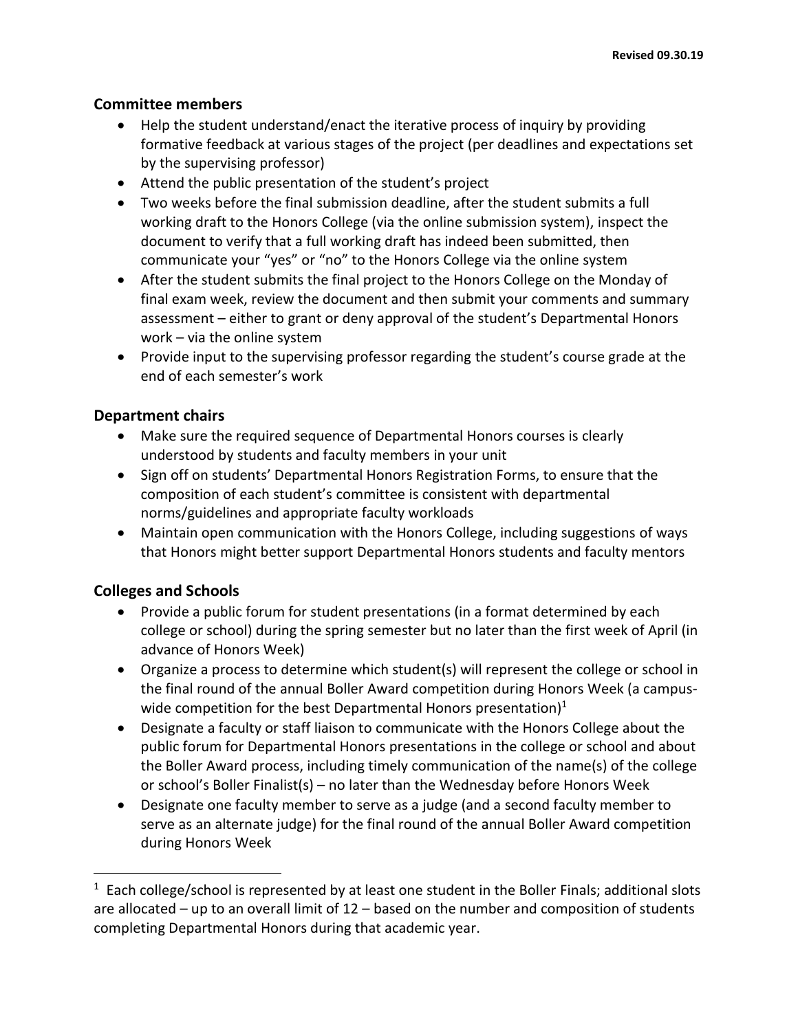## Committee members

- Help the student understand/enact the iterative process of inquiry by providing formative feedback at various stages of the project (per deadlines and expectations set by the supervising professor)
- Attend the public presentation of the student's project
- Two weeks before the final submission deadline, after the student submits a full working draft to the Honors College (via the online submission system), inspect the document to verify that a full working draft has indeed been submitted, then communicate your "yes" or "no" to the Honors College via the online system
- After the student submits the final project to the Honors College on the Monday of final exam week, review the document and then submit your comments and summary assessment – either to grant or deny approval of the student's Departmental Honors work – via the online system
- Provide input to the supervising professor regarding the student's course grade at the end of each semester's work

## Department chairs

- Make sure the required sequence of Departmental Honors courses is clearly understood by students and faculty members in your unit
- Sign off on students' Departmental Honors Registration Forms, to ensure that the composition of each student's committee is consistent with departmental norms/guidelines and appropriate faculty workloads
- Maintain open communication with the Honors College, including suggestions of ways that Honors might better support Departmental Honors students and faculty mentors

## Colleges and Schools

- Provide a public forum for student presentations (in a format determined by each college or school) during the spring semester but no later than the first week of April (in advance of Honors Week)
- Organize a process to determine which student(s) will represent the college or school in the final round of the annual Boller Award competition during Honors Week (a campus-wide competition for the best Departmental Honors presentation)[1]
- Designate a faculty or staff liaison to communicate with the Honors College about the public forum for Departmental Honors presentations in the college or school and about the Boller Award process, including timely communication of the name(s) of the college or school's Boller Finalist(s) – no later than the Wednesday before Honors Week
- Designate one faculty member to serve as a judge (and a second faculty member to serve as an alternate judge) for the final round of the annual Boller Award competition during Honors Week

---

[1] Each college/school is represented by at least one student in the Boller Finals; additional slots are allocated – up to an overall limit of 12 – based on the number and composition of students completing Departmental Honors during that academic year.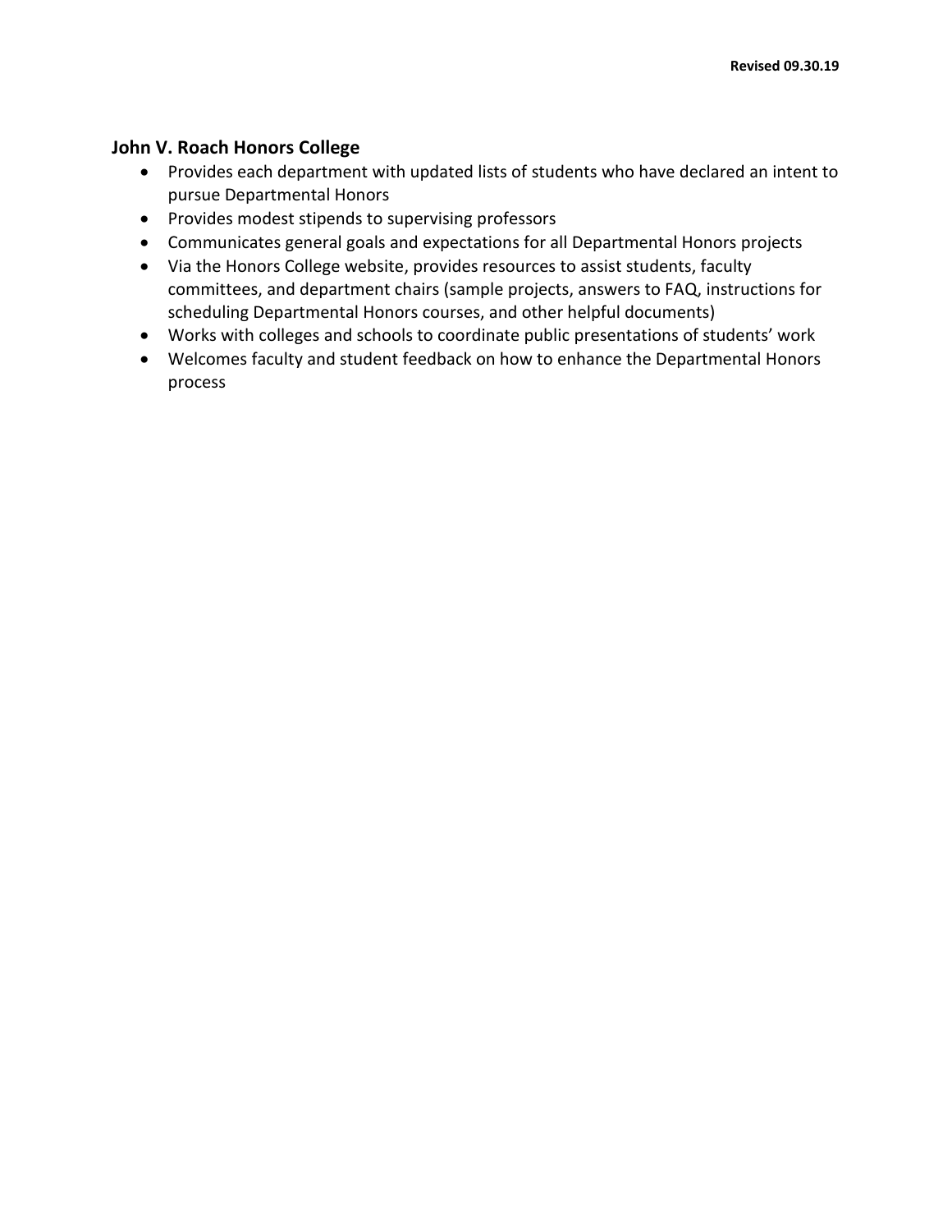**Revised 09.30.19**

## John V. Roach Honors College

- Provides each department with updated lists of students who have declared an intent to pursue Departmental Honors
- Provides modest stipends to supervising professors
- Communicates general goals and expectations for all Departmental Honors projects
- Via the Honors College website, provides resources to assist students, faculty committees, and department chairs (sample projects, answers to FAQ, instructions for scheduling Departmental Honors courses, and other helpful documents)
- Works with colleges and schools to coordinate public presentations of students' work
- Welcomes faculty and student feedback on how to enhance the Departmental Honors process